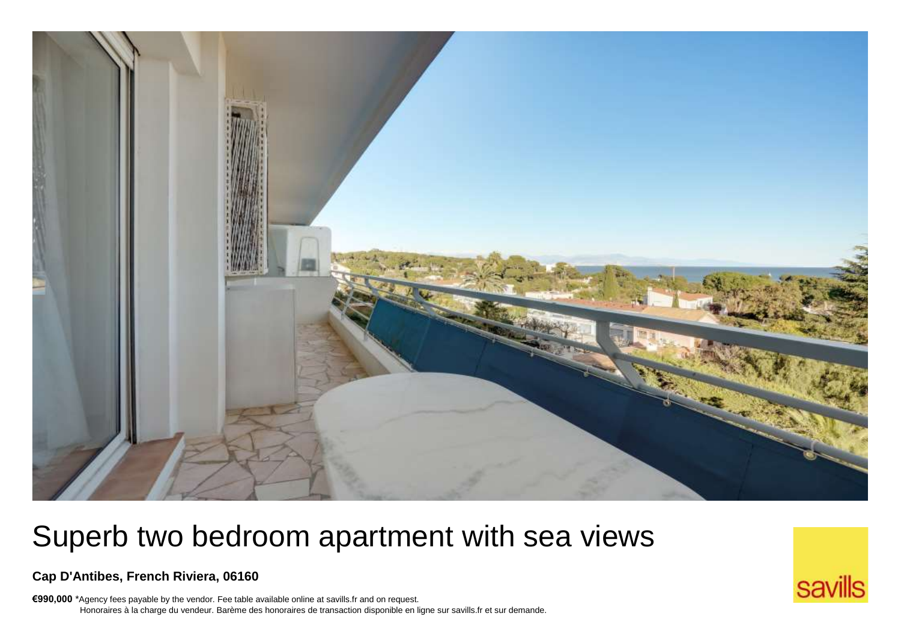# Superb two bedroom apartment with sea views

**Cap D'Antibes, French Riviera, 06160**

**€990,000** *Agency fees payable by the vendor. Fee table available online at savills.fr and on request.
Honoraires à la charge du vendeur. Barème des honoraires de transaction disponible en ligne sur savills.fr et sur demande.

savills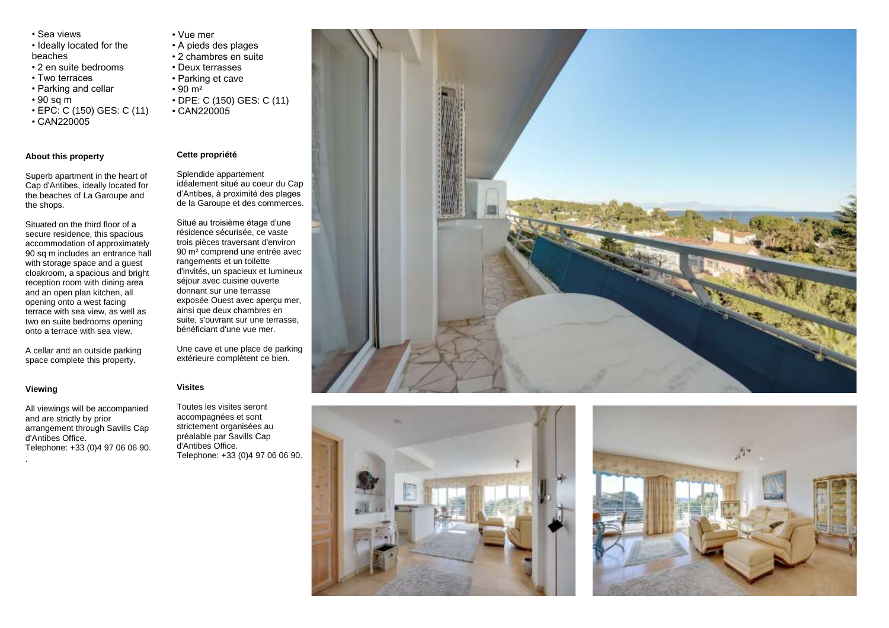- Sea views
- Ideally located for the beaches
- 2 en suite bedrooms
- Two terraces
- Parking and cellar
- 90 sq m
- EPC: C (150) GES: C (11)
- CAN220005

### About this property

Superb apartment in the heart of Cap d'Antibes, ideally located for the beaches of La Garoupe and the shops.

Situated on the third floor of a secure residence, this spacious accommodation of approximately 90 sq m includes an entrance hall with storage space and a guest cloakroom, a spacious and bright reception room with dining area and an open plan kitchen, all opening onto a west facing terrace with sea view, as well as two en suite bedrooms opening onto a terrace with sea view.

A cellar and an outside parking space complete this property.

### Viewing

All viewings will be accompanied and are strictly by prior arrangement through Savills Cap d'Antibes Office.
Telephone: +33 (0)4 97 06 06 90.

- Vue mer
- A pieds des plages
- 2 chambres en suite
- Deux terrasses
- Parking et cave
- 90 m²
- DPE: C (150) GES: C (11)
- CAN220005

### Cette propriété

Splendide appartement idéalement situé au coeur du Cap d'Antibes, à proximité des plages de la Garoupe et des commerces.

Situé au troisième étage d'une résidence sécurisée, ce vaste trois pièces traversant d'environ 90 m² comprend une entrée avec rangements et un toilette d'invités, un spacieux et lumineux séjour avec cuisine ouverte donnant sur une terrasse exposée Ouest avec aperçu mer, ainsi que deux chambres en suite, s'ouvrant sur une terrasse, bénéficiant d'une vue mer.

Une cave et une place de parking extérieure complètent ce bien.

### Visites

Toutes les visites seront accompagnées et sont strictement organisées au préalable par Savills Cap d'Antibes Office.
Telephone: +33 (0)4 97 06 06 90.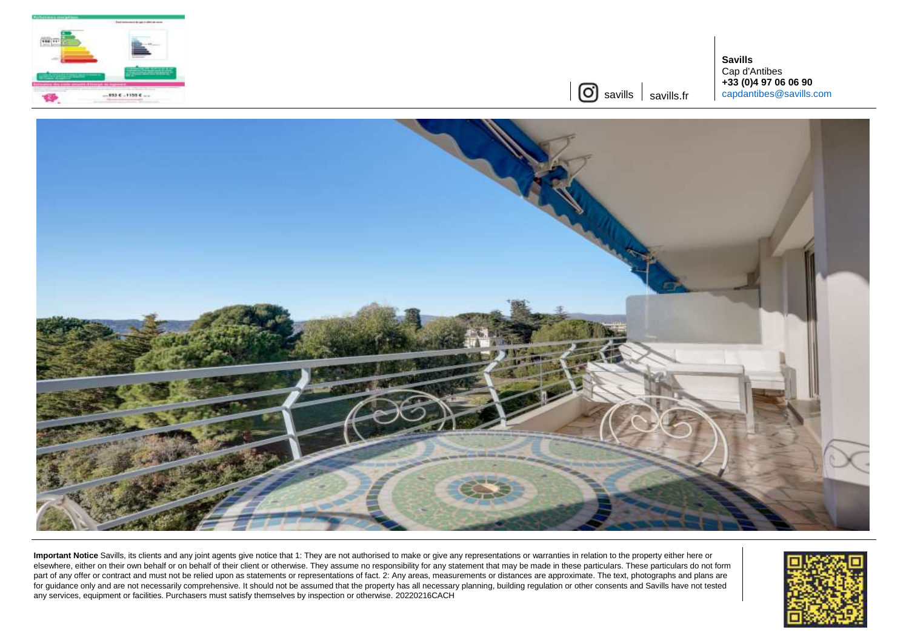savills | savills.fr

**Savills**
Cap d'Antibes
**+33 (0)4 97 06 06 90**
capdantibes@savills.com

**Important Notice** Savills, its clients and any joint agents give notice that 1: They are not authorised to make or give any representations or warranties in relation to the property either here or elsewhere, either on their own behalf or on behalf of their client or otherwise. They assume no responsibility for any statement that may be made in these particulars. These particulars do not form part of any offer or contract and must not be relied upon as statements or representations of fact. 2: Any areas, measurements or distances are approximate. The text, photographs and plans are for guidance only and are not necessarily comprehensive. It should not be assumed that the property has all necessary planning, building regulation or other consents and Savills have not tested any services, equipment or facilities. Purchasers must satisfy themselves by inspection or otherwise. 20220216CACH